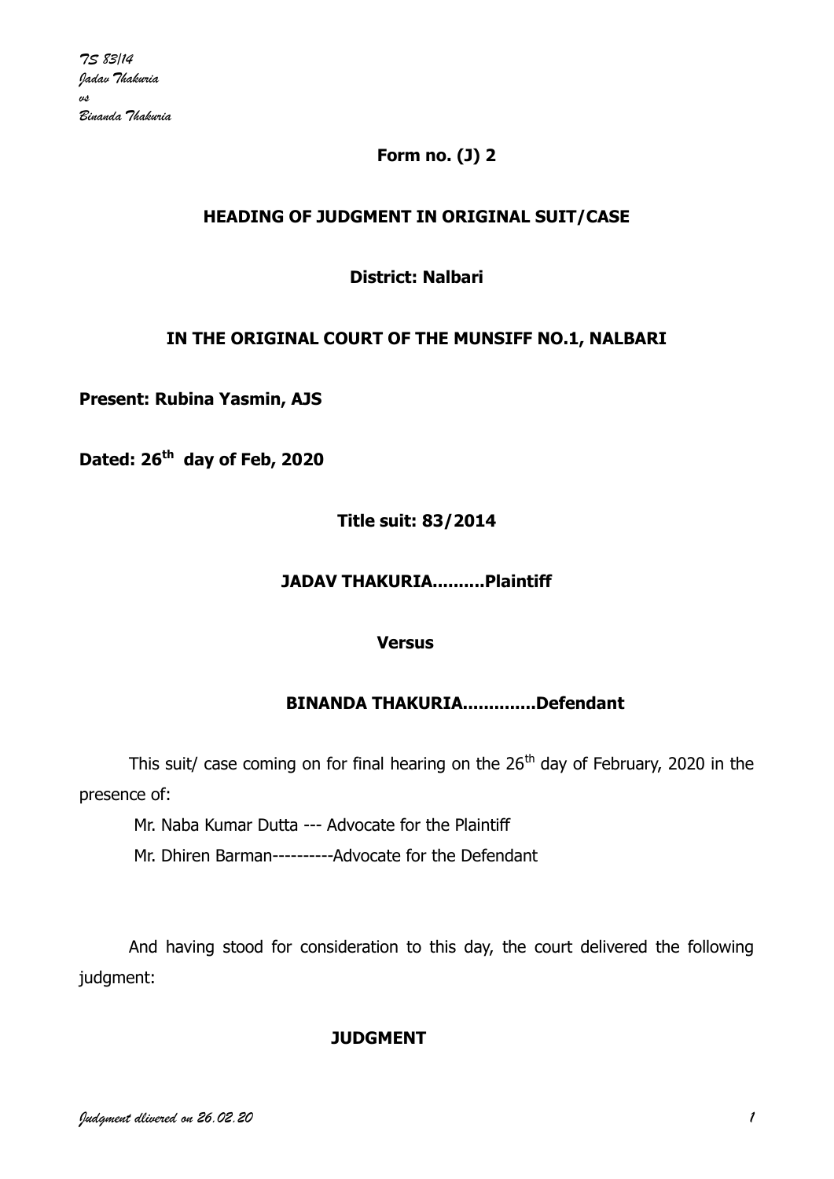**Form no. (J) 2**

**HEADING OF JUDGMENT IN ORIGINAL SUIT/CASE**

**District: Nalbari**

**IN THE ORIGINAL COURT OF THE MUNSIFF NO.1, NALBARI**

**Present: Rubina Yasmin, AJS**

**Dated: 26th day of Feb, 2020**

**Title suit: 83/2014**

**JADAV THAKURIA..........Plaintiff**

**Versus**

**BINANDA THAKURIA.............Defendant**

This suit/ case coming on for final hearing on the 26th day of February, 2020 in the presence of:

Mr. Naba Kumar Dutta --- Advocate for the Plaintiff

Mr. Dhiren Barman----------Advocate for the Defendant

And having stood for consideration to this day, the court delivered the following judgment:

**JUDGMENT**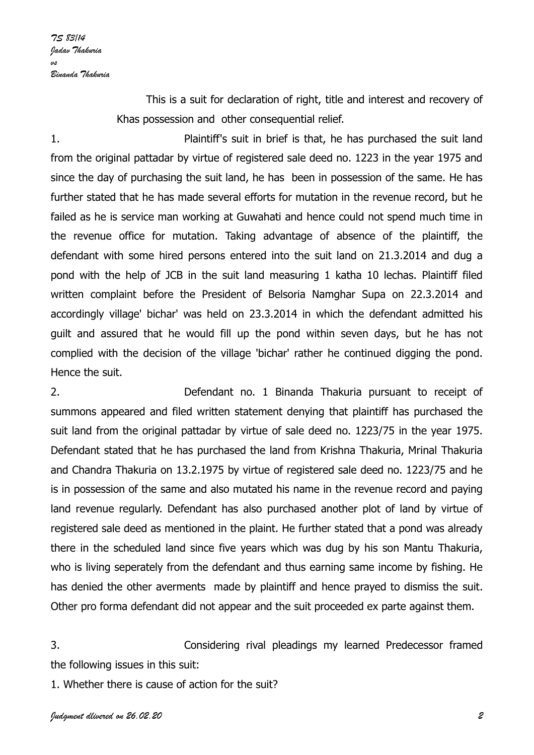This is a suit for declaration of right, title and interest and recovery of Khas possession and other consequential relief.

1. Plaintiff's suit in brief is that, he has purchased the suit land from the original pattadar by virtue of registered sale deed no. 1223 in the year 1975 and since the day of purchasing the suit land, he has been in possession of the same. He has further stated that he has made several efforts for mutation in the revenue record, but he failed as he is service man working at Guwahati and hence could not spend much time in the revenue office for mutation. Taking advantage of absence of the plaintiff, the defendant with some hired persons entered into the suit land on 21.3.2014 and dug a pond with the help of JCB in the suit land measuring 1 katha 10 lechas. Plaintiff filed written complaint before the President of Belsoria Namghar Supa on 22.3.2014 and accordingly village' bichar' was held on 23.3.2014 in which the defendant admitted his guilt and assured that he would fill up the pond within seven days, but he has not complied with the decision of the village 'bichar' rather he continued digging the pond. Hence the suit.

2. Defendant no. 1 Binanda Thakuria pursuant to receipt of summons appeared and filed written statement denying that plaintiff has purchased the suit land from the original pattadar by virtue of sale deed no. 1223/75 in the year 1975. Defendant stated that he has purchased the land from Krishna Thakuria, Mrinal Thakuria and Chandra Thakuria on 13.2.1975 by virtue of registered sale deed no. 1223/75 and he is in possession of the same and also mutated his name in the revenue record and paying land revenue regularly. Defendant has also purchased another plot of land by virtue of registered sale deed as mentioned in the plaint. He further stated that a pond was already there in the scheduled land since five years which was dug by his son Mantu Thakuria, who is living seperately from the defendant and thus earning same income by fishing. He has denied the other averments made by plaintiff and hence prayed to dismiss the suit. Other pro forma defendant did not appear and the suit proceeded ex parte against them.

3. Considering rival pleadings my learned Predecessor framed the following issues in this suit:

1. Whether there is cause of action for the suit?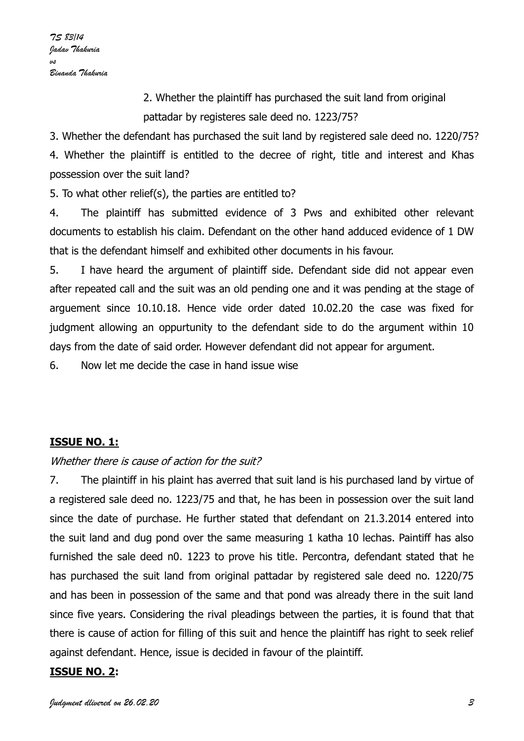2. Whether the plaintiff has purchased the suit land from original pattadar by registeres sale deed no. 1223/75?

3. Whether the defendant has purchased the suit land by registered sale deed no. 1220/75?

4. Whether the plaintiff is entitled to the decree of right, title and interest and Khas possession over the suit land?

5. To what other relief(s), the parties are entitled to?

4. The plaintiff has submitted evidence of 3 Pws and exhibited other relevant documents to establish his claim. Defendant on the other hand adduced evidence of 1 DW that is the defendant himself and exhibited other documents in his favour.

5. I have heard the argument of plaintiff side. Defendant side did not appear even after repeated call and the suit was an old pending one and it was pending at the stage of arguement since 10.10.18. Hence vide order dated 10.02.20 the case was fixed for judgment allowing an oppurtunity to the defendant side to do the argument within 10 days from the date of said order. However defendant did not appear for argument.

6. Now let me decide the case in hand issue wise

**ISSUE NO. 1:**

*Whether there is cause of action for the suit?*

7. The plaintiff in his plaint has averred that suit land is his purchased land by virtue of a registered sale deed no. 1223/75 and that, he has been in possession over the suit land since the date of purchase. He further stated that defendant on 21.3.2014 entered into the suit land and dug pond over the same measuring 1 katha 10 lechas. Paintiff has also furnished the sale deed n0. 1223 to prove his title. Percontra, defendant stated that he has purchased the suit land from original pattadar by registered sale deed no. 1220/75 and has been in possession of the same and that pond was already there in the suit land since five years. Considering the rival pleadings between the parties, it is found that that there is cause of action for filling of this suit and hence the plaintiff has right to seek relief against defendant. Hence, issue is decided in favour of the plaintiff.

**ISSUE NO. 2:**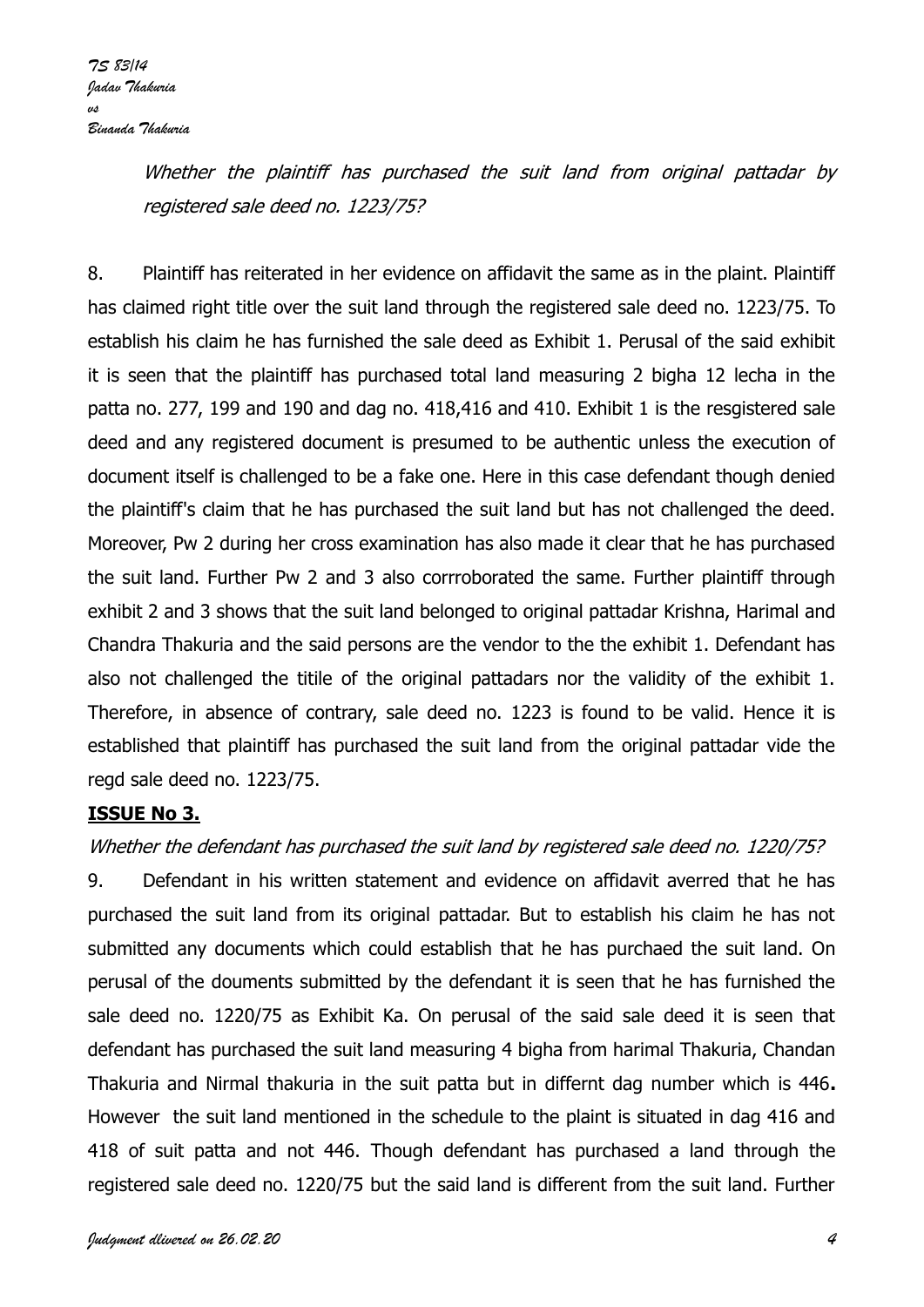*Whether the plaintiff has purchased the suit land from original pattadar by registered sale deed no. 1223/75?*

8. Plaintiff has reiterated in her evidence on affidavit the same as in the plaint. Plaintiff has claimed right title over the suit land through the registered sale deed no. 1223/75. To establish his claim he has furnished the sale deed as Exhibit 1. Perusal of the said exhibit it is seen that the plaintiff has purchased total land measuring 2 bigha 12 lecha in the patta no. 277, 199 and 190 and dag no. 418,416 and 410. Exhibit 1 is the resgistered sale deed and any registered document is presumed to be authentic unless the execution of document itself is challenged to be a fake one. Here in this case defendant though denied the plaintiff's claim that he has purchased the suit land but has not challenged the deed. Moreover, Pw 2 during her cross examination has also made it clear that he has purchased the suit land. Further Pw 2 and 3 also corrroborated the same. Further plaintiff through exhibit 2 and 3 shows that the suit land belonged to original pattadar Krishna, Harimal and Chandra Thakuria and the said persons are the vendor to the the exhibit 1. Defendant has also not challenged the titile of the original pattadars nor the validity of the exhibit 1. Therefore, in absence of contrary, sale deed no. 1223 is found to be valid. Hence it is established that plaintiff has purchased the suit land from the original pattadar vide the regd sale deed no. 1223/75.

**ISSUE No 3.**

*Whether the defendant has purchased the suit land by registered sale deed no. 1220/75?*

9. Defendant in his written statement and evidence on affidavit averred that he has purchased the suit land from its original pattadar. But to establish his claim he has not submitted any documents which could establish that he has purchaed the suit land. On perusal of the douments submitted by the defendant it is seen that he has furnished the sale deed no. 1220/75 as Exhibit Ka. On perusal of the said sale deed it is seen that defendant has purchased the suit land measuring 4 bigha from harimal Thakuria, Chandan Thakuria and Nirmal thakuria in the suit patta but in differnt dag number which is 446**.** However the suit land mentioned in the schedule to the plaint is situated in dag 416 and 418 of suit patta and not 446. Though defendant has purchased a land through the registered sale deed no. 1220/75 but the said land is different from the suit land. Further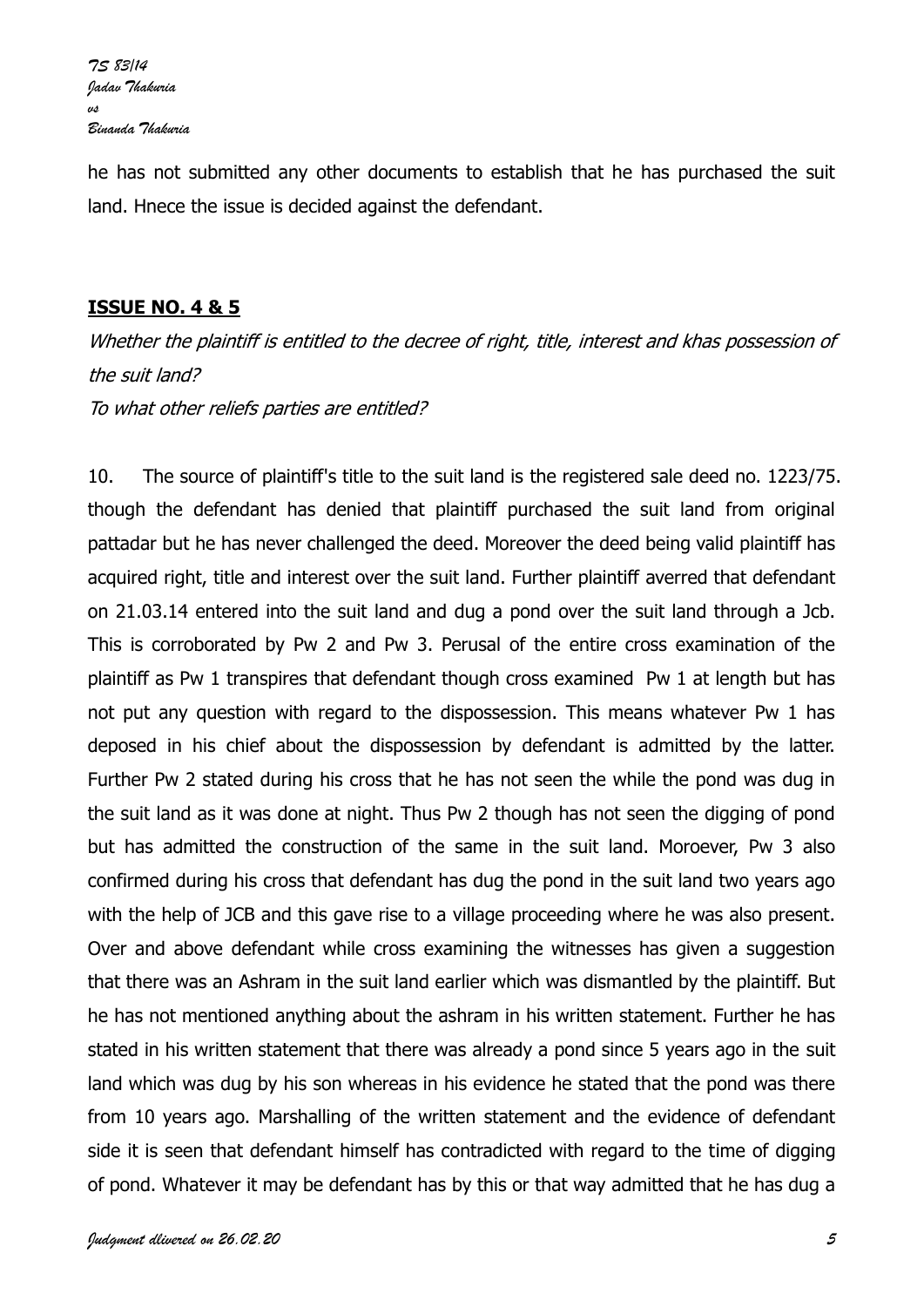he has not submitted any other documents to establish that he has purchased the suit land. Hnece the issue is decided against the defendant.

**ISSUE NO. 4 & 5**

*Whether the plaintiff is entitled to the decree of right, title, interest and khas possession of the suit land?*

*To what other reliefs parties are entitled?*

10. The source of plaintiff's title to the suit land is the registered sale deed no. 1223/75. though the defendant has denied that plaintiff purchased the suit land from original pattadar but he has never challenged the deed. Moreover the deed being valid plaintiff has acquired right, title and interest over the suit land. Further plaintiff averred that defendant on 21.03.14 entered into the suit land and dug a pond over the suit land through a Jcb. This is corroborated by Pw 2 and Pw 3. Perusal of the entire cross examination of the plaintiff as Pw 1 transpires that defendant though cross examined Pw 1 at length but has not put any question with regard to the dispossession. This means whatever Pw 1 has deposed in his chief about the dispossession by defendant is admitted by the latter. Further Pw 2 stated during his cross that he has not seen the while the pond was dug in the suit land as it was done at night. Thus Pw 2 though has not seen the digging of pond but has admitted the construction of the same in the suit land. Moroever, Pw 3 also confirmed during his cross that defendant has dug the pond in the suit land two years ago with the help of JCB and this gave rise to a village proceeding where he was also present. Over and above defendant while cross examining the witnesses has given a suggestion that there was an Ashram in the suit land earlier which was dismantled by the plaintiff. But he has not mentioned anything about the ashram in his written statement. Further he has stated in his written statement that there was already a pond since 5 years ago in the suit land which was dug by his son whereas in his evidence he stated that the pond was there from 10 years ago. Marshalling of the written statement and the evidence of defendant side it is seen that defendant himself has contradicted with regard to the time of digging of pond. Whatever it may be defendant has by this or that way admitted that he has dug a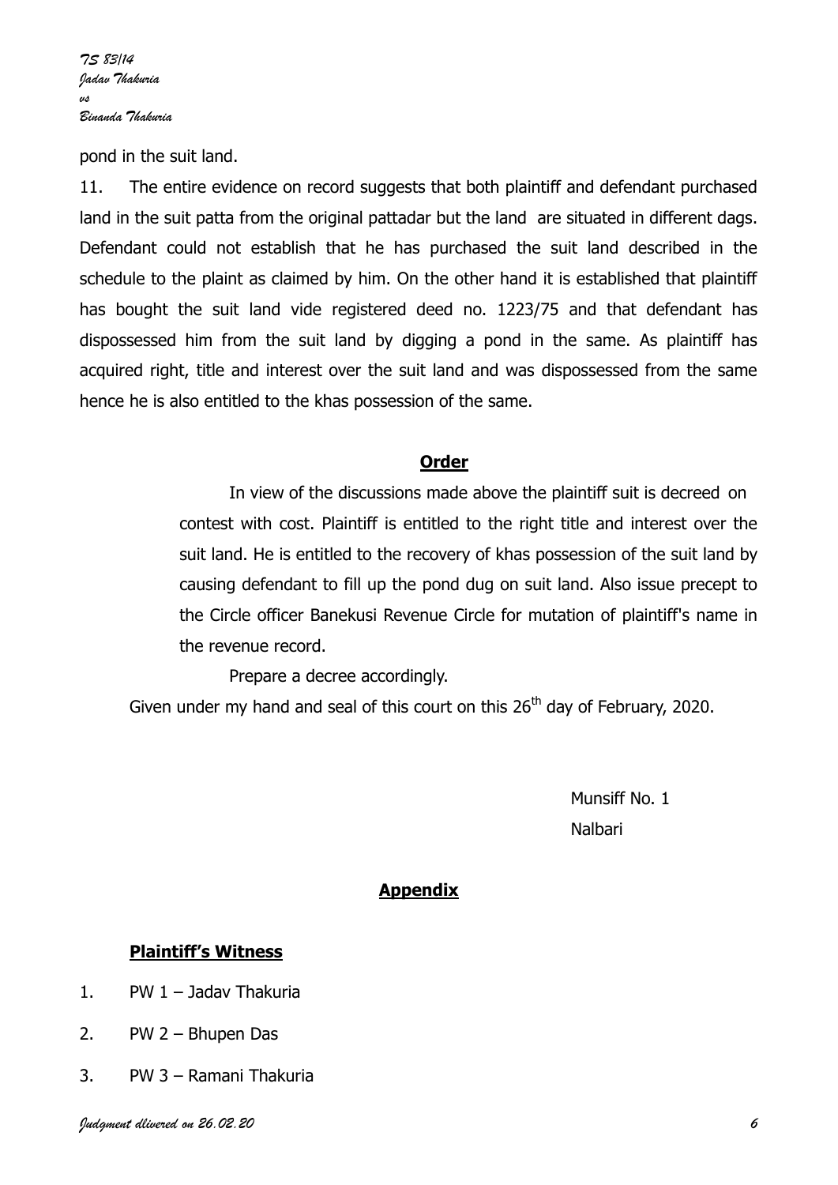pond in the suit land.

11. The entire evidence on record suggests that both plaintiff and defendant purchased land in the suit patta from the original pattadar but the land are situated in different dags. Defendant could not establish that he has purchased the suit land described in the schedule to the plaint as claimed by him. On the other hand it is established that plaintiff has bought the suit land vide registered deed no. 1223/75 and that defendant has dispossessed him from the suit land by digging a pond in the same. As plaintiff has acquired right, title and interest over the suit land and was dispossessed from the same hence he is also entitled to the khas possession of the same.

## Order

In view of the discussions made above the plaintiff suit is decreed on contest with cost. Plaintiff is entitled to the right title and interest over the suit land. He is entitled to the recovery of khas possession of the suit land by causing defendant to fill up the pond dug on suit land. Also issue precept to the Circle officer Banekusi Revenue Circle for mutation of plaintiff's name in the revenue record.

Prepare a decree accordingly.

Given under my hand and seal of this court on this 26th day of February, 2020.

Munsiff No. 1
Nalbari

## Appendix

### Plaintiff's Witness

1. PW 1 – Jadav Thakuria
2. PW 2 – Bhupen Das
3. PW 3 – Ramani Thakuria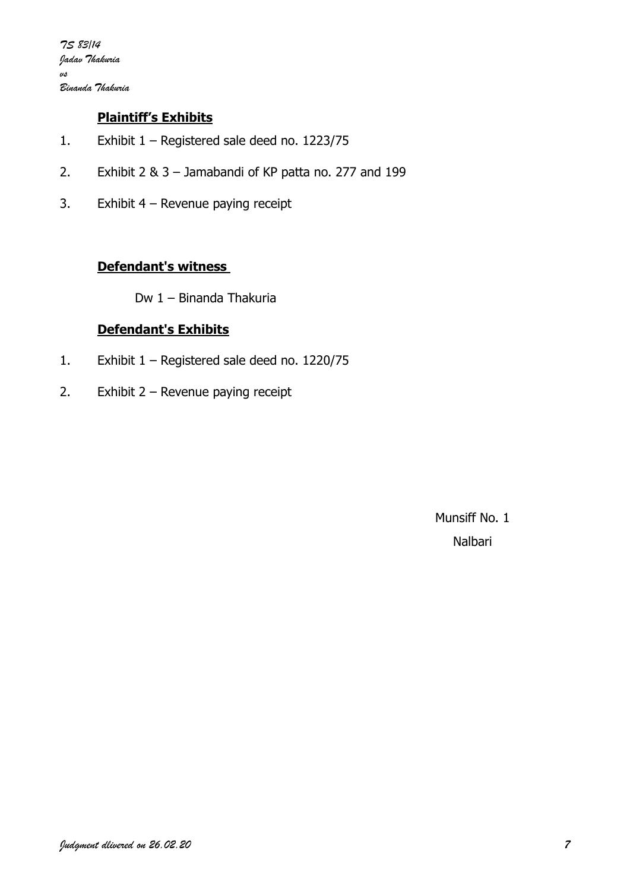**Plaintiff's Exhibits**

1. Exhibit 1 – Registered sale deed no. 1223/75
2. Exhibit 2 & 3 – Jamabandi of KP patta no. 277 and 199
3. Exhibit 4 – Revenue paying receipt

**Defendant's witness**

Dw 1 – Binanda Thakuria

**Defendant's Exhibits**

1. Exhibit 1 – Registered sale deed no. 1220/75
2. Exhibit 2 – Revenue paying receipt

Munsiff No. 1

Nalbari